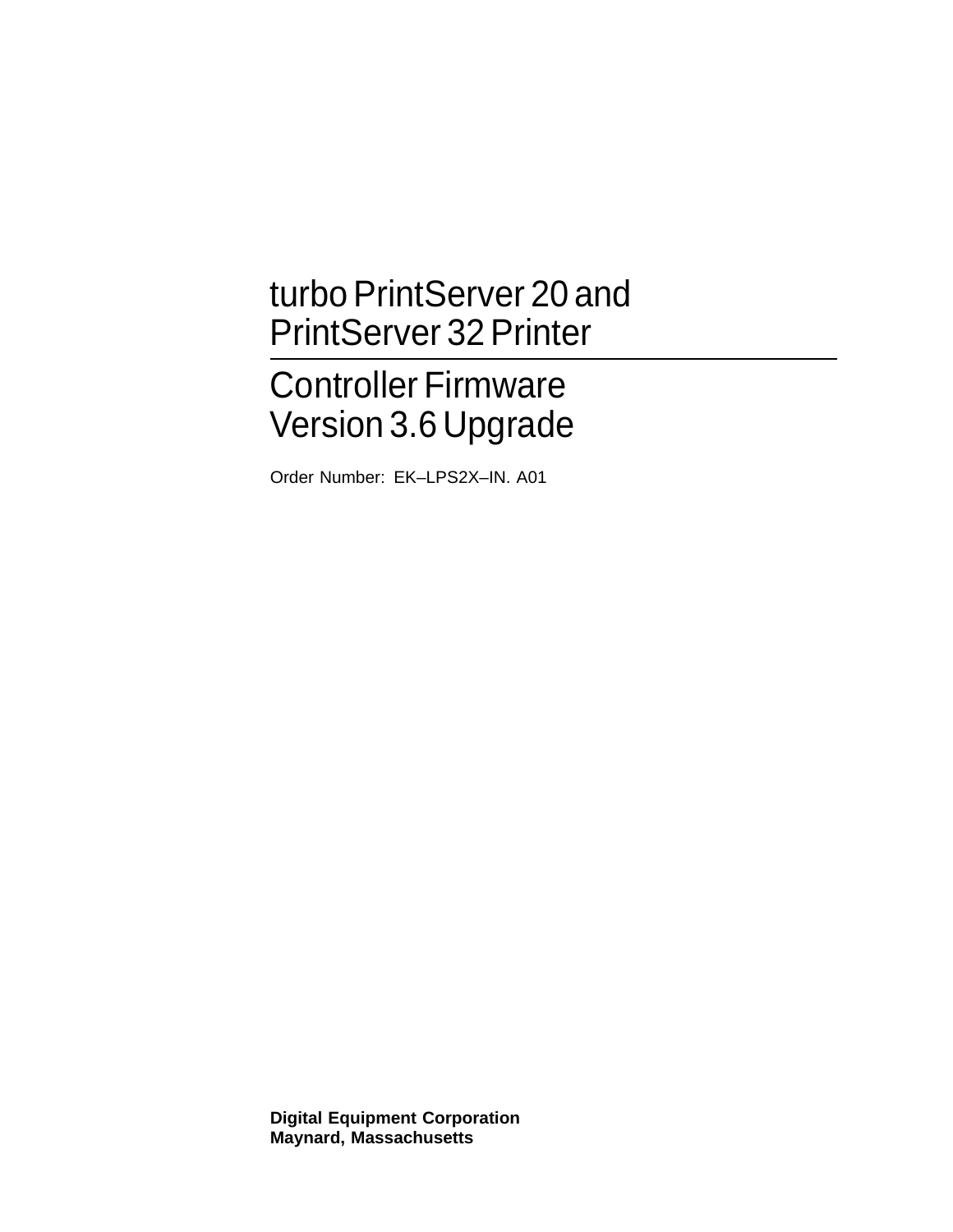# turbo PrintServer 20 and PrintServer 32 Printer

## Controller Firmware Version 3.6 Upgrade

Order Number: EK–LPS2X–IN. A01

**Digital Equipment Corporation**
**Maynard, Massachusetts**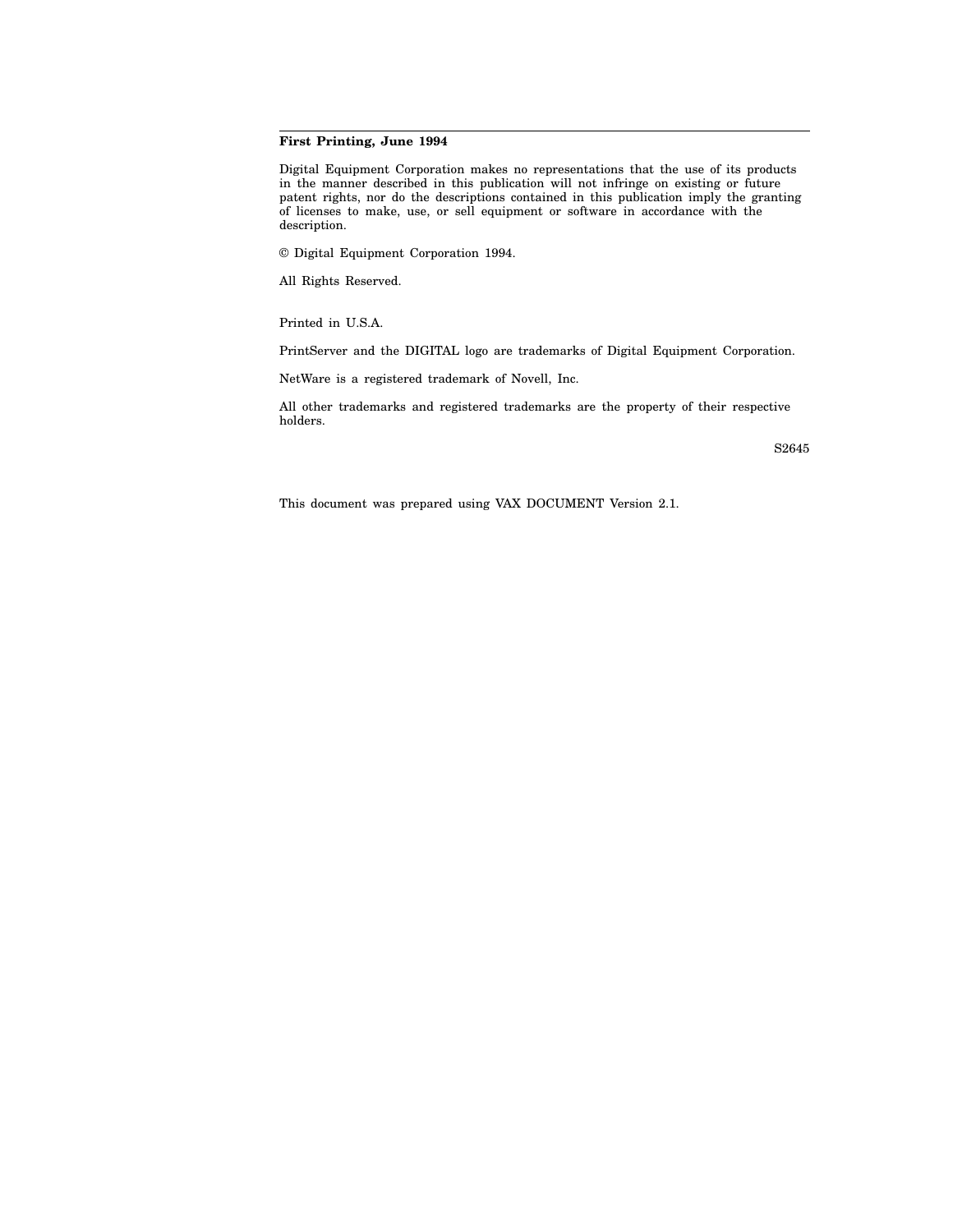**First Printing, June 1994**

Digital Equipment Corporation makes no representations that the use of its products in the manner described in this publication will not infringe on existing or future patent rights, nor do the descriptions contained in this publication imply the granting of licenses to make, use, or sell equipment or software in accordance with the description.

© Digital Equipment Corporation 1994.

All Rights Reserved.

Printed in U.S.A.

PrintServer and the DIGITAL logo are trademarks of Digital Equipment Corporation.

NetWare is a registered trademark of Novell, Inc.

All other trademarks and registered trademarks are the property of their respective holders.

S2645

This document was prepared using VAX DOCUMENT Version 2.1.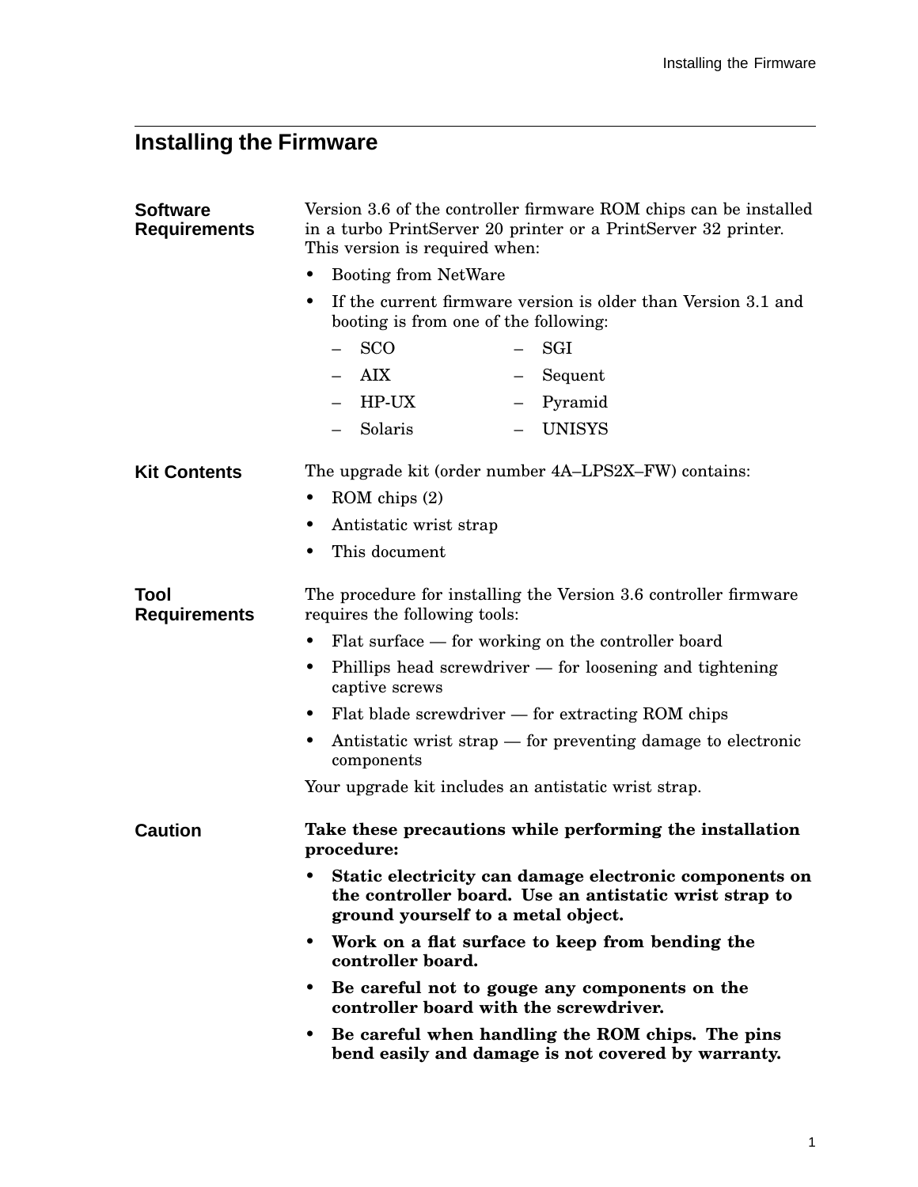# Installing the Firmware

### Software Requirements

Version 3.6 of the controller firmware ROM chips can be installed in a turbo PrintServer 20 printer or a PrintServer 32 printer. This version is required when:

- Booting from NetWare
- If the current firmware version is older than Version 3.1 and booting is from one of the following:
  - SCO
  - AIX
  - HP-UX
  - Solaris
  - SGI
  - Sequent
  - Pyramid
  - UNISYS

### Kit Contents

The upgrade kit (order number 4A–LPS2X–FW) contains:

- ROM chips (2)
- Antistatic wrist strap
- This document

### Tool Requirements

The procedure for installing the Version 3.6 controller firmware requires the following tools:

- Flat surface — for working on the controller board
- Phillips head screwdriver — for loosening and tightening captive screws
- Flat blade screwdriver — for extracting ROM chips
- Antistatic wrist strap — for preventing damage to electronic components

Your upgrade kit includes an antistatic wrist strap.

### Caution

**Take these precautions while performing the installation procedure:**

- **Static electricity can damage electronic components on the controller board. Use an antistatic wrist strap to ground yourself to a metal object.**
- **Work on a flat surface to keep from bending the controller board.**
- **Be careful not to gouge any components on the controller board with the screwdriver.**
- **Be careful when handling the ROM chips. The pins bend easily and damage is not covered by warranty.**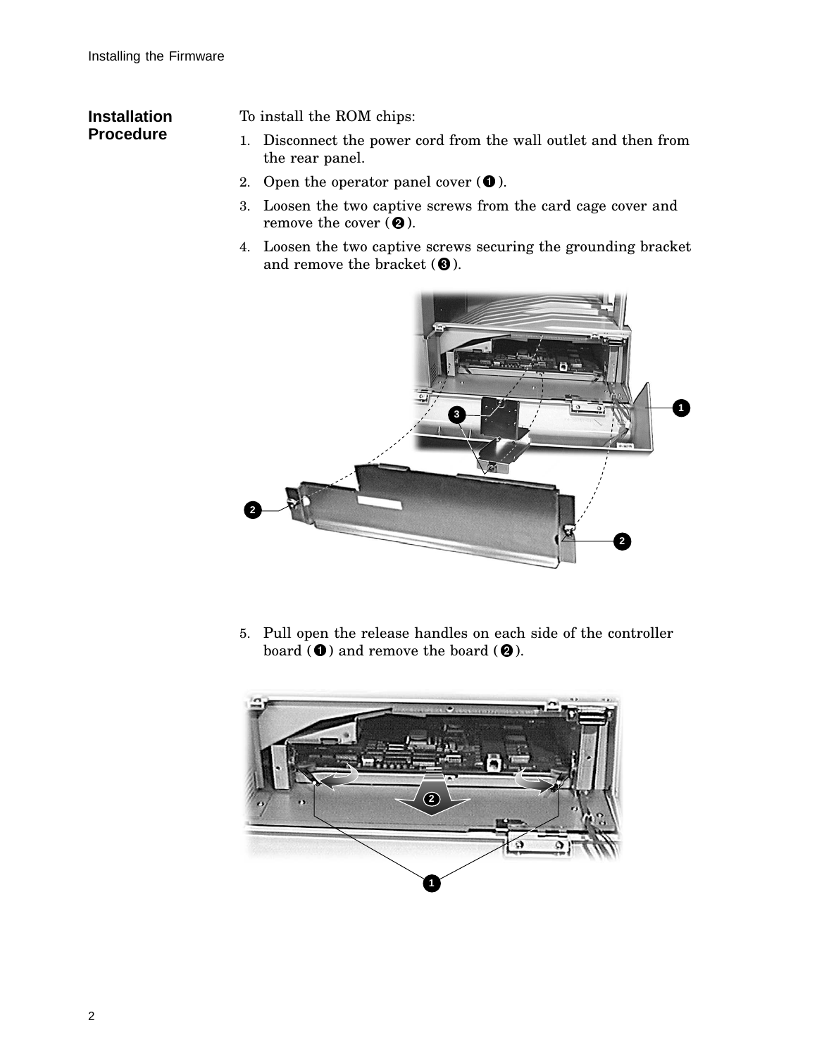## Installation Procedure

To install the ROM chips:

1. Disconnect the power cord from the wall outlet and then from the rear panel.
2. Open the operator panel cover (❶).
3. Loosen the two captive screws from the card cage cover and remove the cover (❷).
4. Loosen the two captive screws securing the grounding bracket and remove the bracket (❸).
5. Pull open the release handles on each side of the controller board (❶) and remove the board (❷).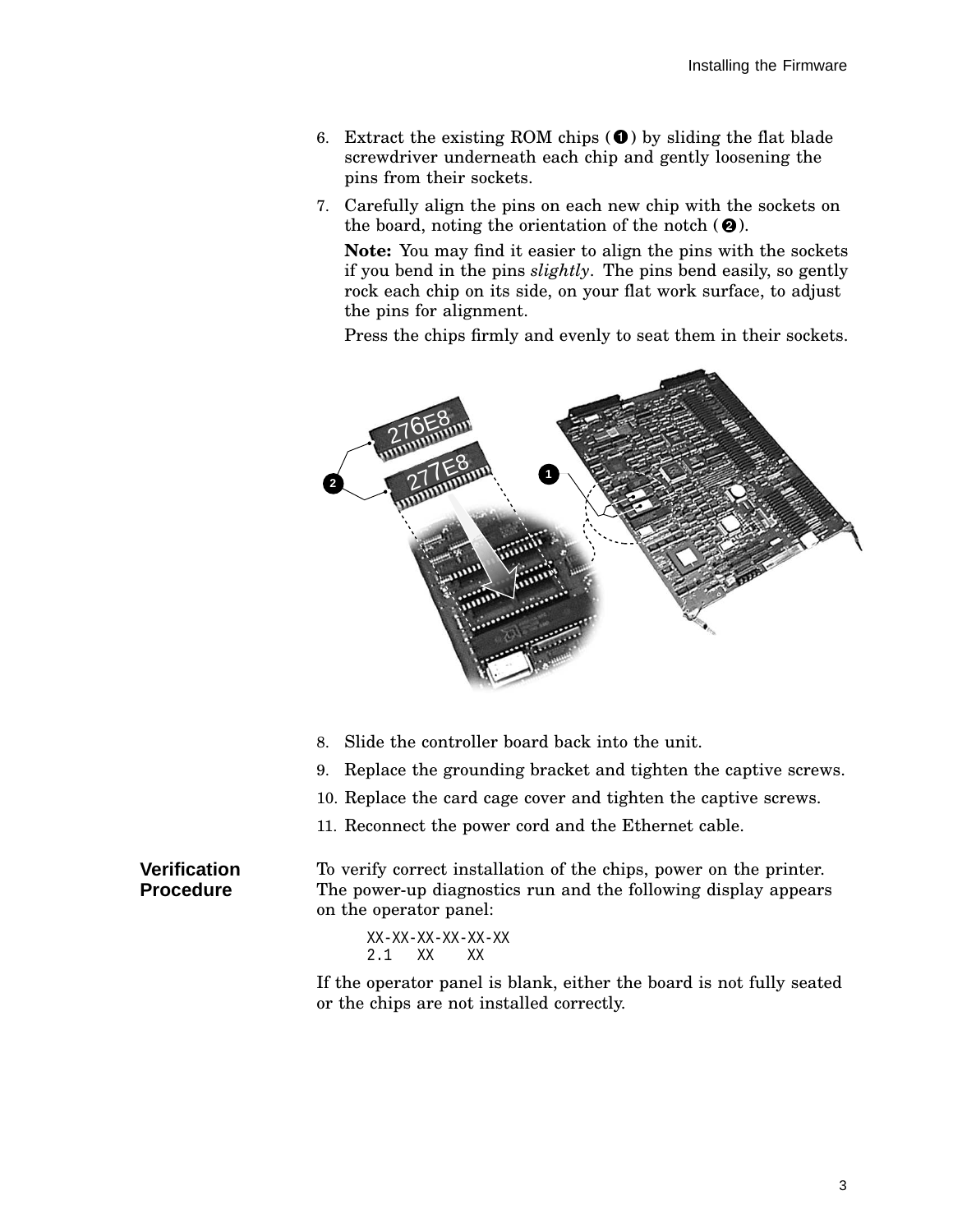6. Extract the existing ROM chips (❶) by sliding the flat blade screwdriver underneath each chip and gently loosening the pins from their sockets.

7. Carefully align the pins on each new chip with the sockets on the board, noting the orientation of the notch (❷).

   **Note:** You may find it easier to align the pins with the sockets if you bend in the pins *slightly*. The pins bend easily, so gently rock each chip on its side, on your flat work surface, to adjust the pins for alignment.

   Press the chips firmly and evenly to seat them in their sockets.

8. Slide the controller board back into the unit.

9. Replace the grounding bracket and tighten the captive screws.

10. Replace the card cage cover and tighten the captive screws.

11. Reconnect the power cord and the Ethernet cable.

## Verification Procedure

To verify correct installation of the chips, power on the printer. The power-up diagnostics run and the following display appears on the operator panel:

```
XX-XX-XX-XX-XX-XX
2.1   XX    XX
```

If the operator panel is blank, either the board is not fully seated or the chips are not installed correctly.